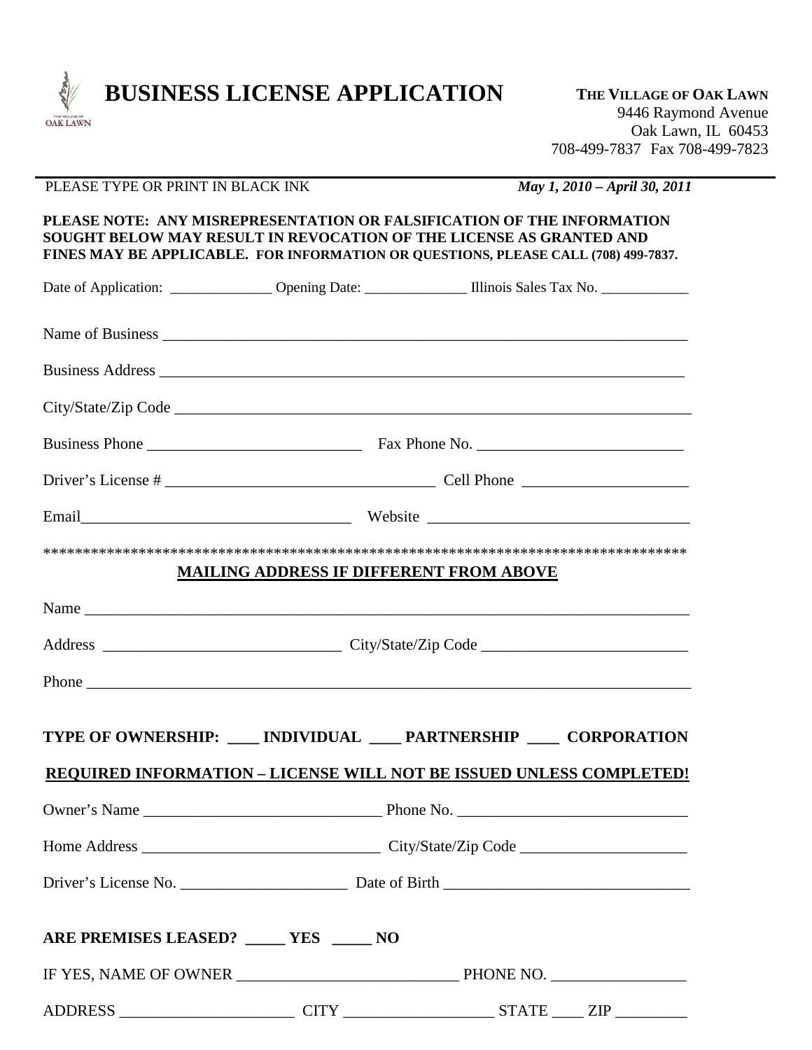# BUSINESS LICENSE APPLICATION

**THE VILLAGE OF OAK LAWN**
9446 Raymond Avenue
Oak Lawn, IL 60453
708-499-7837 Fax 708-499-7823

PLEASE TYPE OR PRINT IN BLACK INK *May 1, 2010 – April 30, 2011*

**PLEASE NOTE: ANY MISREPRESENTATION OR FALSIFICATION OF THE INFORMATION SOUGHT BELOW MAY RESULT IN REVOCATION OF THE LICENSE AS GRANTED AND FINES MAY BE APPLICABLE. FOR INFORMATION OR QUESTIONS, PLEASE CALL (708) 499-7837.**

Date of Application: ______________ Opening Date: ______________ Illinois Sales Tax No. ____________

Name of Business ____________________________________________________________________

Business Address ____________________________________________________________________

City/State/Zip Code ___________________________________________________________________

Business Phone ___________________________ Fax Phone No. __________________________

Driver's License # __________________________________ Cell Phone _____________________

Email__________________________________ Website _________________________________

*********************************************************************************

**MAILING ADDRESS IF DIFFERENT FROM ABOVE**

Name ____________________________________________________________________________

Address ______________________________ City/State/Zip Code __________________________

Phone ____________________________________________________________________________

**TYPE OF OWNERSHIP: ____ INDIVIDUAL ____ PARTNERSHIP ____ CORPORATION**

**REQUIRED INFORMATION – LICENSE WILL NOT BE ISSUED UNLESS COMPLETED!**

Owner's Name ______________________________ Phone No. _____________________________

Home Address ______________________________ City/State/Zip Code _____________________

Driver's License No. ____________________ Date of Birth ______________________________

**ARE PREMISES LEASED? _____ YES _____ NO**

IF YES, NAME OF OWNER ___________________________ PHONE NO. _________________

ADDRESS ______________________ CITY __________________ STATE ____ ZIP _________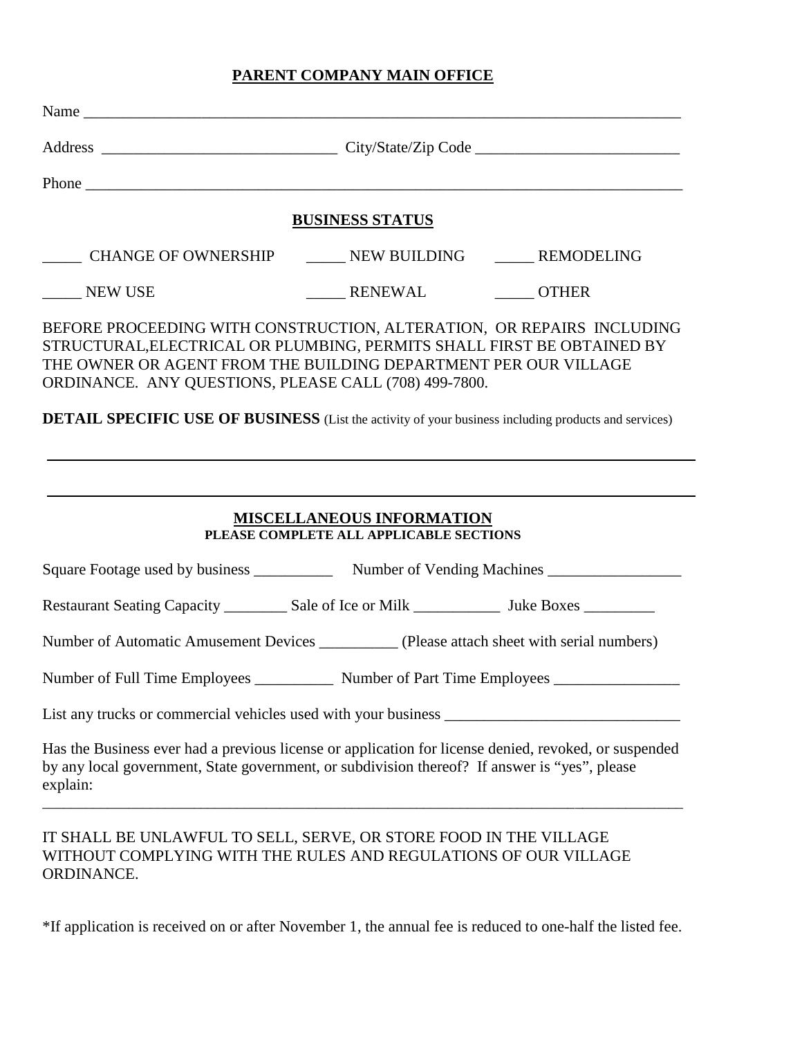## PARENT COMPANY MAIN OFFICE

Name ___________________________________________________________________________

Address ______________________________ City/State/Zip Code __________________________

Phone ___________________________________________________________________________

## BUSINESS STATUS

_____ CHANGE OF OWNERSHIP _____ NEW BUILDING _____ REMODELING

_____ NEW USE _____ RENEWAL _____ OTHER

BEFORE PROCEEDING WITH CONSTRUCTION, ALTERATION, OR REPAIRS INCLUDING STRUCTURAL,ELECTRICAL OR PLUMBING, PERMITS SHALL FIRST BE OBTAINED BY THE OWNER OR AGENT FROM THE BUILDING DEPARTMENT PER OUR VILLAGE ORDINANCE. ANY QUESTIONS, PLEASE CALL (708) 499-7800.

**DETAIL SPECIFIC USE OF BUSINESS** (List the activity of your business including products and services)

___________________________________________________________________________

___________________________________________________________________________

## MISCELLANEOUS INFORMATION

**PLEASE COMPLETE ALL APPLICABLE SECTIONS**

Square Footage used by business __________ Number of Vending Machines _________________

Restaurant Seating Capacity ________ Sale of Ice or Milk ___________ Juke Boxes _________

Number of Automatic Amusement Devices __________ (Please attach sheet with serial numbers)

Number of Full Time Employees __________ Number of Part Time Employees ________________

List any trucks or commercial vehicles used with your business ______________________________

Has the Business ever had a previous license or application for license denied, revoked, or suspended by any local government, State government, or subdivision thereof? If answer is "yes", please explain:

___________________________________________________________________________

IT SHALL BE UNLAWFUL TO SELL, SERVE, OR STORE FOOD IN THE VILLAGE WITHOUT COMPLYING WITH THE RULES AND REGULATIONS OF OUR VILLAGE ORDINANCE.

*If application is received on or after November 1, the annual fee is reduced to one-half the listed fee.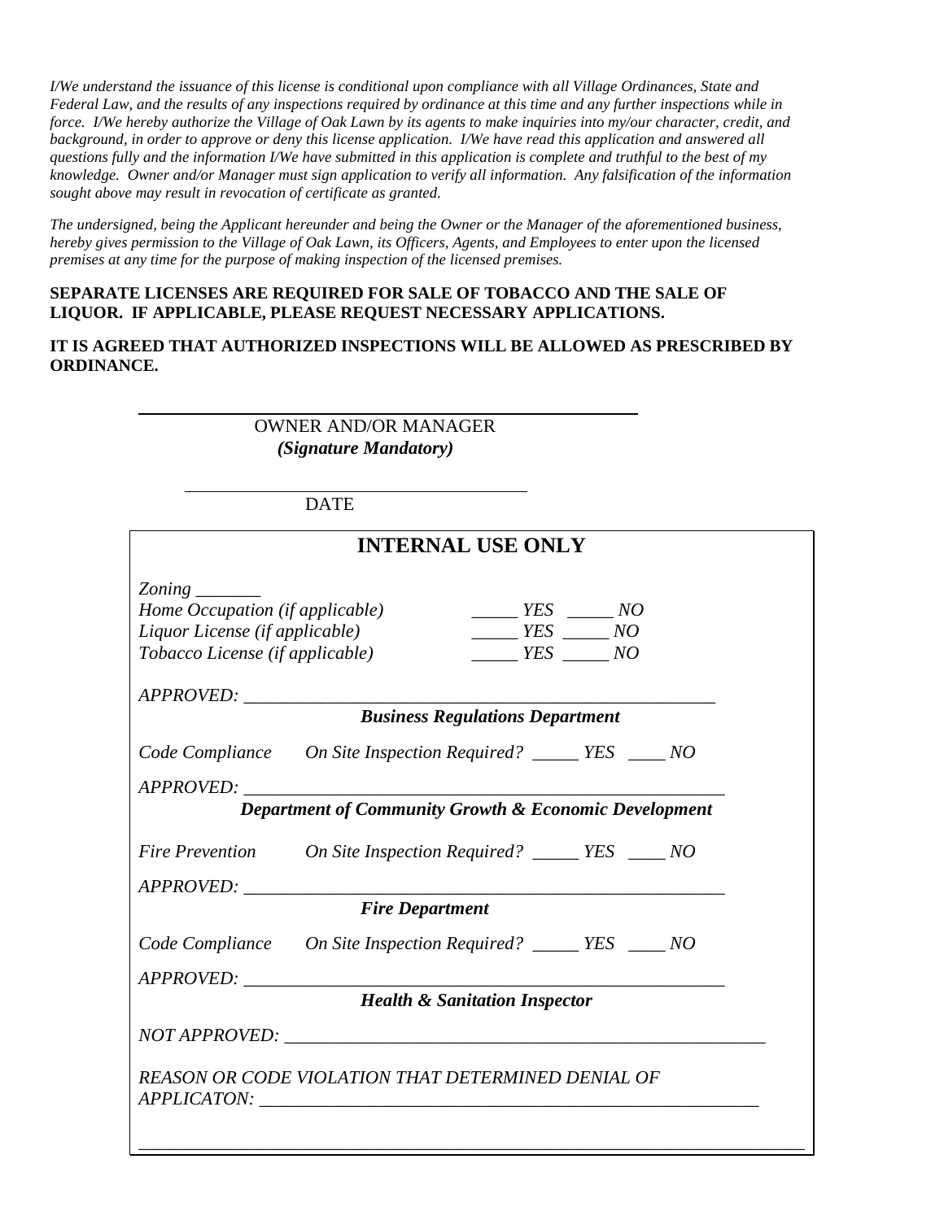*I/We understand the issuance of this license is conditional upon compliance with all Village Ordinances, State and Federal Law, and the results of any inspections required by ordinance at this time and any further inspections while in force. I/We hereby authorize the Village of Oak Lawn by its agents to make inquiries into my/our character, credit, and background, in order to approve or deny this license application. I/We have read this application and answered all questions fully and the information I/We have submitted in this application is complete and truthful to the best of my knowledge. Owner and/or Manager must sign application to verify all information. Any falsification of the information sought above may result in revocation of certificate as granted.*

*The undersigned, being the Applicant hereunder and being the Owner or the Manager of the aforementioned business, hereby gives permission to the Village of Oak Lawn, its Officers, Agents, and Employees to enter upon the licensed premises at any time for the purpose of making inspection of the licensed premises.*

**SEPARATE LICENSES ARE REQUIRED FOR SALE OF TOBACCO AND THE SALE OF LIQUOR. IF APPLICABLE, PLEASE REQUEST NECESSARY APPLICATIONS.**

**IT IS AGREED THAT AUTHORIZED INSPECTIONS WILL BE ALLOWED AS PRESCRIBED BY ORDINANCE.**

\_\_\_\_\_\_\_\_\_\_\_\_\_\_\_\_\_\_\_\_\_\_\_\_\_\_\_\_\_\_\_\_\_\_\_\_\_\_\_\_\_\_\_\_

OWNER AND/OR MANAGER
***(Signature Mandatory)***

\_\_\_\_\_\_\_\_\_\_\_\_\_\_\_\_\_\_\_\_\_\_\_\_\_\_\_\_\_\_\_\_\_\_\_\_\_\_

DATE

## INTERNAL USE ONLY

*Zoning \_\_\_\_\_\_\_*

*Home Occupation (if applicable)* \_\_\_\_\_ *YES* \_\_\_\_\_ *NO*

*Liquor License (if applicable)* \_\_\_\_\_ *YES* \_\_\_\_\_ *NO*

*Tobacco License (if applicable)* \_\_\_\_\_ *YES* \_\_\_\_\_ *NO*

*APPROVED: \_\_\_\_\_\_\_\_\_\_\_\_\_\_\_\_\_\_\_\_\_\_\_\_\_\_\_\_\_\_\_\_\_\_\_\_\_\_\_\_\_\_\_\_\_\_\_\_\_\_\_*

***Business Regulations Department***

*Code Compliance On Site Inspection Required?* \_\_\_\_\_ *YES* \_\_\_\_ *NO*

*APPROVED: \_\_\_\_\_\_\_\_\_\_\_\_\_\_\_\_\_\_\_\_\_\_\_\_\_\_\_\_\_\_\_\_\_\_\_\_\_\_\_\_\_\_\_\_\_\_\_\_\_\_\_*

***Department of Community Growth & Economic Development***

*Fire Prevention On Site Inspection Required?* \_\_\_\_\_ *YES* \_\_\_\_ *NO*

*APPROVED: \_\_\_\_\_\_\_\_\_\_\_\_\_\_\_\_\_\_\_\_\_\_\_\_\_\_\_\_\_\_\_\_\_\_\_\_\_\_\_\_\_\_\_\_\_\_\_\_\_\_\_*

***Fire Department***

*Code Compliance On Site Inspection Required?* \_\_\_\_\_ *YES* \_\_\_\_ *NO*

*APPROVED: \_\_\_\_\_\_\_\_\_\_\_\_\_\_\_\_\_\_\_\_\_\_\_\_\_\_\_\_\_\_\_\_\_\_\_\_\_\_\_\_\_\_\_\_\_\_\_\_\_\_\_*

***Health & Sanitation Inspector***

*NOT APPROVED: \_\_\_\_\_\_\_\_\_\_\_\_\_\_\_\_\_\_\_\_\_\_\_\_\_\_\_\_\_\_\_\_\_\_\_\_\_\_\_\_\_\_\_\_\_\_\_\_\_\_\_*

*REASON OR CODE VIOLATION THAT DETERMINED DENIAL OF APPLICATON: \_\_\_\_\_\_\_\_\_\_\_\_\_\_\_\_\_\_\_\_\_\_\_\_\_\_\_\_\_\_\_\_\_\_\_\_\_\_\_\_\_\_\_\_\_\_\_\_\_\_\_*

\_\_\_\_\_\_\_\_\_\_\_\_\_\_\_\_\_\_\_\_\_\_\_\_\_\_\_\_\_\_\_\_\_\_\_\_\_\_\_\_\_\_\_\_\_\_\_\_\_\_\_\_\_\_\_\_\_\_\_\_\_\_\_\_\_\_